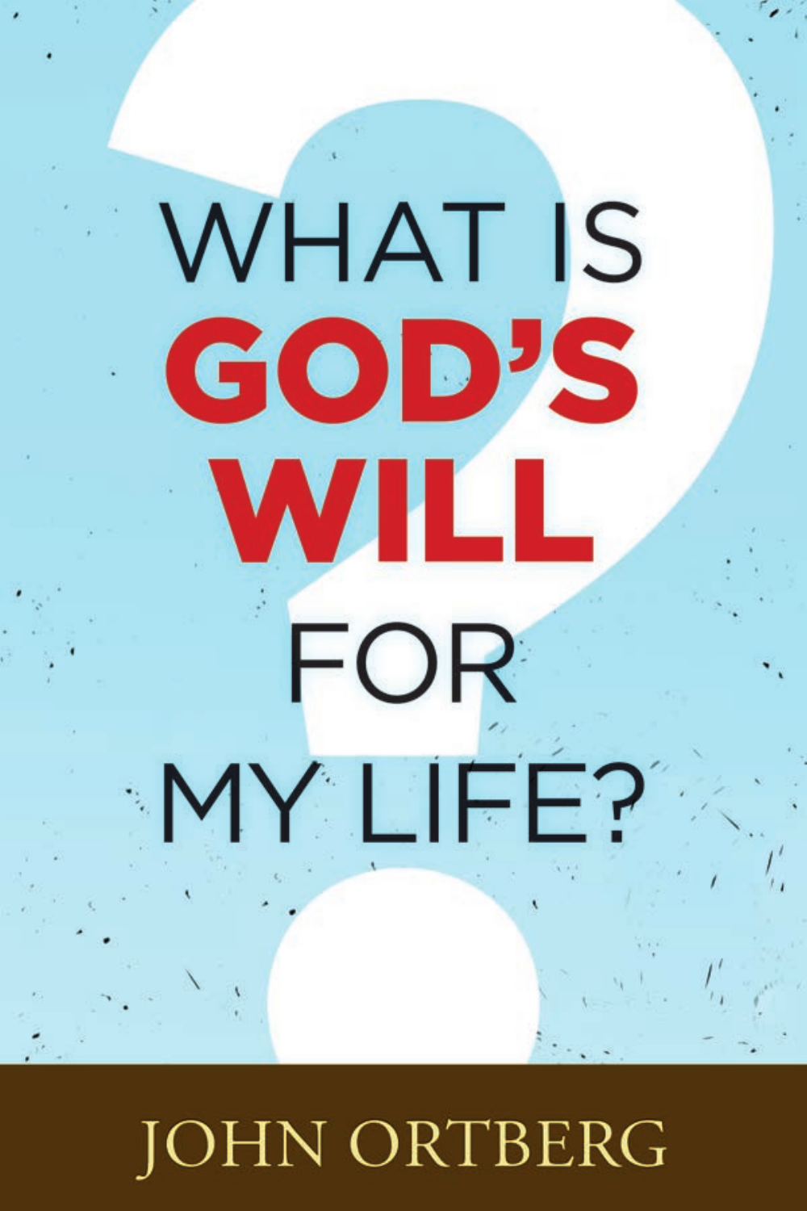# WHAT IS **GOD'S WILL** FOR MY LIFE?

JOHN ORTBERG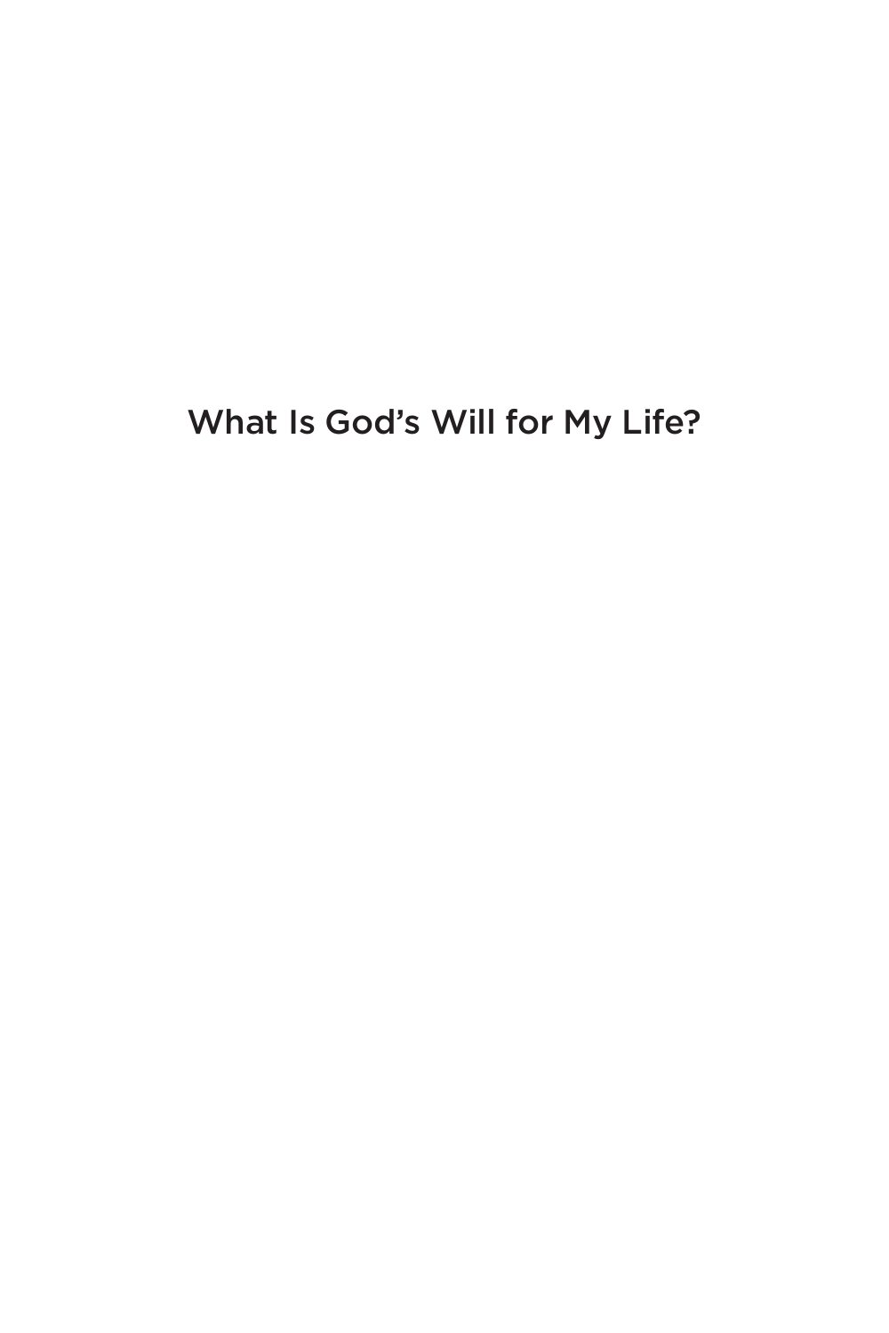# What Is God's Will for My Life?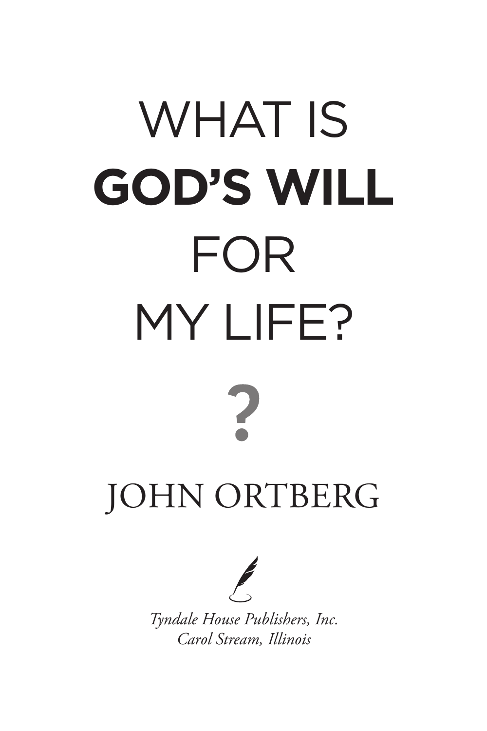# WHAT IS **GOD'S WILL** FOR MY LIFE?

?

JOHN ORTBERG

*Tyndale House Publishers, Inc.*
*Carol Stream, Illinois*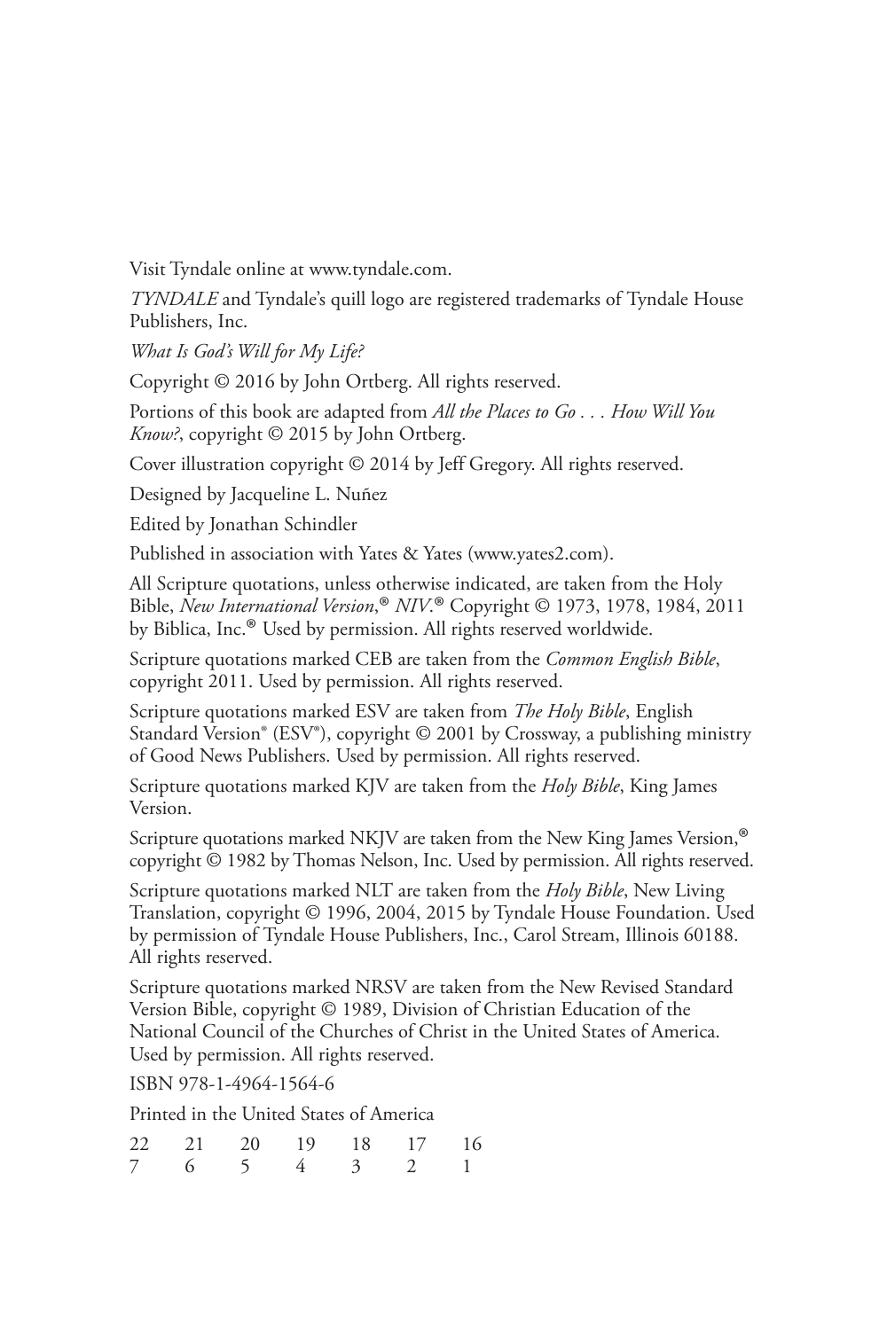Visit Tyndale online at www.tyndale.com.

*TYNDALE* and Tyndale's quill logo are registered trademarks of Tyndale House Publishers, Inc.

*What Is God's Will for My Life?*

Copyright © 2016 by John Ortberg. All rights reserved.

Portions of this book are adapted from *All the Places to Go . . . How Will You Know?*, copyright © 2015 by John Ortberg.

Cover illustration copyright © 2014 by Jeff Gregory. All rights reserved.

Designed by Jacqueline L. Nuñez

Edited by Jonathan Schindler

Published in association with Yates & Yates (www.yates2.com).

All Scripture quotations, unless otherwise indicated, are taken from the Holy Bible, *New International Version*,® *NIV*.® Copyright © 1973, 1978, 1984, 2011 by Biblica, Inc.® Used by permission. All rights reserved worldwide.

Scripture quotations marked CEB are taken from the *Common English Bible*, copyright 2011. Used by permission. All rights reserved.

Scripture quotations marked ESV are taken from *The Holy Bible*, English Standard Version® (ESV®), copyright © 2001 by Crossway, a publishing ministry of Good News Publishers. Used by permission. All rights reserved.

Scripture quotations marked KJV are taken from the *Holy Bible*, King James Version.

Scripture quotations marked NKJV are taken from the New King James Version,® copyright © 1982 by Thomas Nelson, Inc. Used by permission. All rights reserved.

Scripture quotations marked NLT are taken from the *Holy Bible*, New Living Translation, copyright © 1996, 2004, 2015 by Tyndale House Foundation. Used by permission of Tyndale House Publishers, Inc., Carol Stream, Illinois 60188. All rights reserved.

Scripture quotations marked NRSV are taken from the New Revised Standard Version Bible, copyright © 1989, Division of Christian Education of the National Council of the Churches of Christ in the United States of America. Used by permission. All rights reserved.

ISBN 978-1-4964-1564-6

Printed in the United States of America

22 21 20 19 18 17 16
7 6 5 4 3 2 1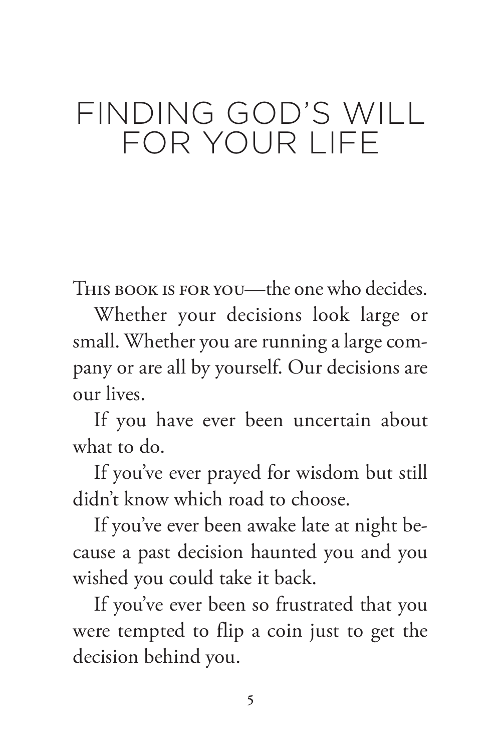# FINDING GOD'S WILL FOR YOUR LIFE

This book is for you—the one who decides.

Whether your decisions look large or small. Whether you are running a large company or are all by yourself. Our decisions are our lives.

If you have ever been uncertain about what to do.

If you've ever prayed for wisdom but still didn't know which road to choose.

If you've ever been awake late at night because a past decision haunted you and you wished you could take it back.

If you've ever been so frustrated that you were tempted to flip a coin just to get the decision behind you.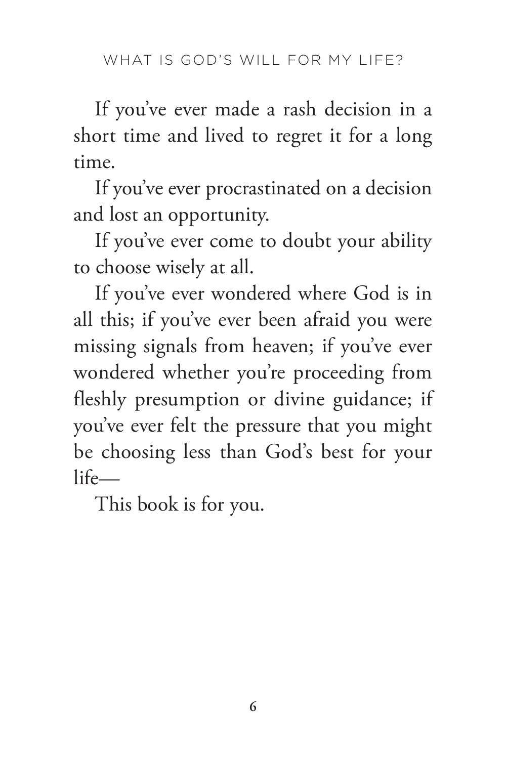If you've ever made a rash decision in a short time and lived to regret it for a long time.

If you've ever procrastinated on a decision and lost an opportunity.

If you've ever come to doubt your ability to choose wisely at all.

If you've ever wondered where God is in all this; if you've ever been afraid you were missing signals from heaven; if you've ever wondered whether you're proceeding from fleshly presumption or divine guidance; if you've ever felt the pressure that you might be choosing less than God's best for your life—

This book is for you.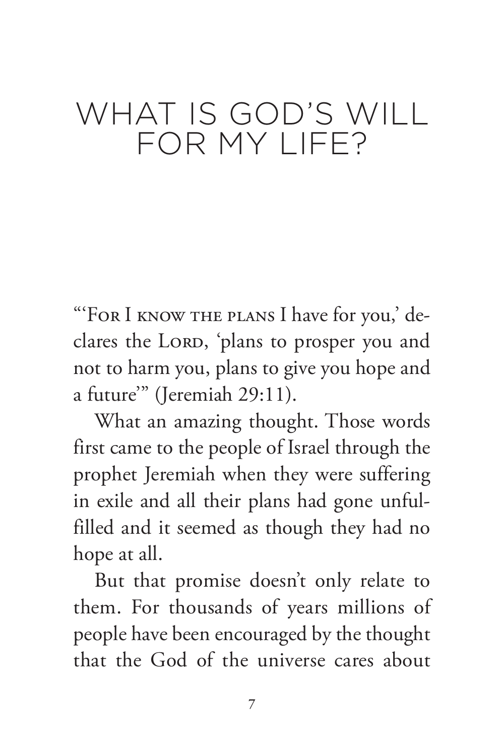# WHAT IS GOD'S WILL FOR MY LIFE?

"'For I know the plans I have for you,' declares the Lord, 'plans to prosper you and not to harm you, plans to give you hope and a future'" (Jeremiah 29:11).

What an amazing thought. Those words first came to the people of Israel through the prophet Jeremiah when they were suffering in exile and all their plans had gone unfulfilled and it seemed as though they had no hope at all.

But that promise doesn't only relate to them. For thousands of years millions of people have been encouraged by the thought that the God of the universe cares about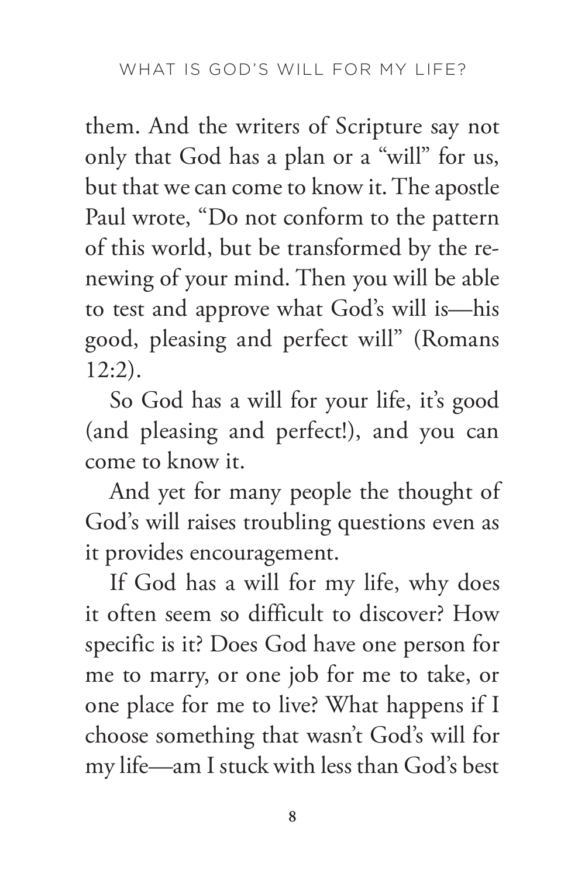them. And the writers of Scripture say not only that God has a plan or a "will" for us, but that we can come to know it. The apostle Paul wrote, "Do not conform to the pattern of this world, but be transformed by the renewing of your mind. Then you will be able to test and approve what God's will is—his good, pleasing and perfect will" (Romans 12:2).

So God has a will for your life, it's good (and pleasing and perfect!), and you can come to know it.

And yet for many people the thought of God's will raises troubling questions even as it provides encouragement.

If God has a will for my life, why does it often seem so difficult to discover? How specific is it? Does God have one person for me to marry, or one job for me to take, or one place for me to live? What happens if I choose something that wasn't God's will for my life—am I stuck with less than God's best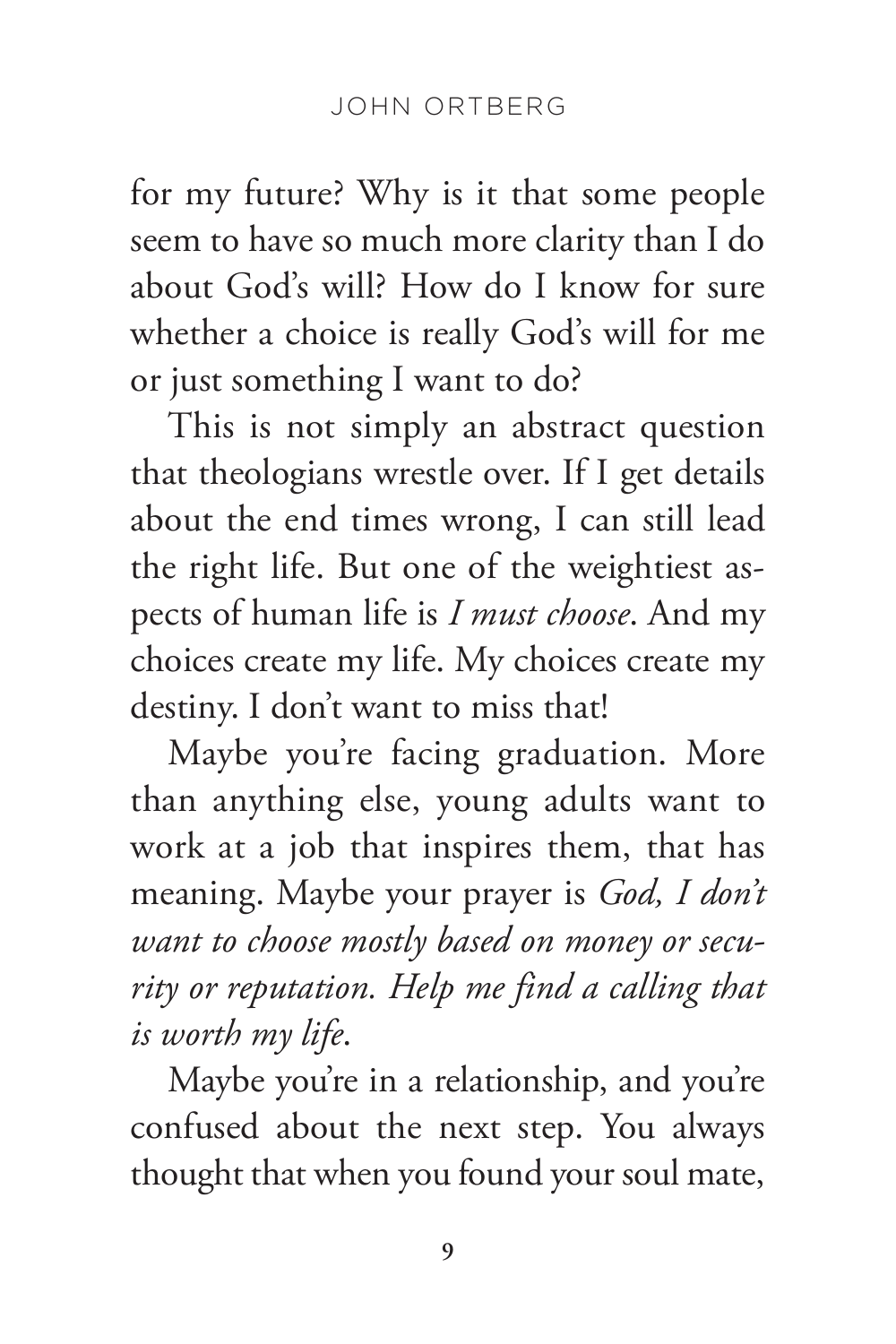for my future? Why is it that some people seem to have so much more clarity than I do about God's will? How do I know for sure whether a choice is really God's will for me or just something I want to do?

This is not simply an abstract question that theologians wrestle over. If I get details about the end times wrong, I can still lead the right life. But one of the weightiest aspects of human life is *I must choose*. And my choices create my life. My choices create my destiny. I don't want to miss that!

Maybe you're facing graduation. More than anything else, young adults want to work at a job that inspires them, that has meaning. Maybe your prayer is *God, I don't want to choose mostly based on money or security or reputation. Help me find a calling that is worth my life.*

Maybe you're in a relationship, and you're confused about the next step. You always thought that when you found your soul mate,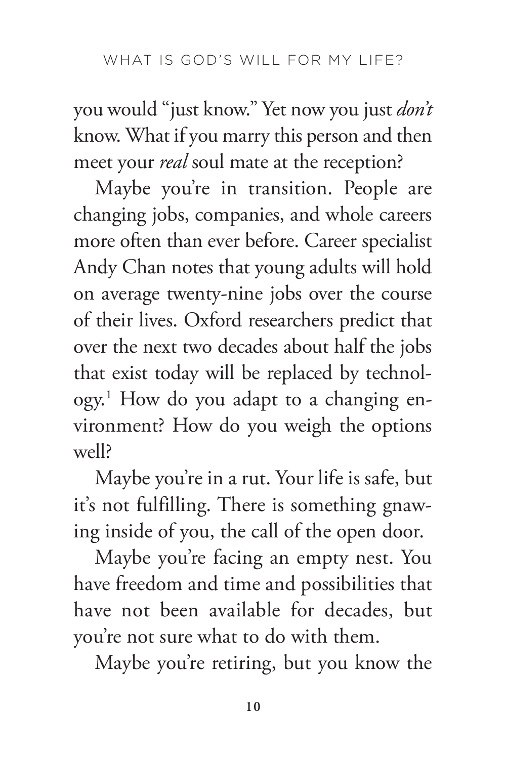you would "just know." Yet now you just *don't* know. What if you marry this person and then meet your *real* soul mate at the reception?

Maybe you're in transition. People are changing jobs, companies, and whole careers more often than ever before. Career specialist Andy Chan notes that young adults will hold on average twenty-nine jobs over the course of their lives. Oxford researchers predict that over the next two decades about half the jobs that exist today will be replaced by technology.[1] How do you adapt to a changing environment? How do you weigh the options well?

Maybe you're in a rut. Your life is safe, but it's not fulfilling. There is something gnawing inside of you, the call of the open door.

Maybe you're facing an empty nest. You have freedom and time and possibilities that have not been available for decades, but you're not sure what to do with them.

Maybe you're retiring, but you know the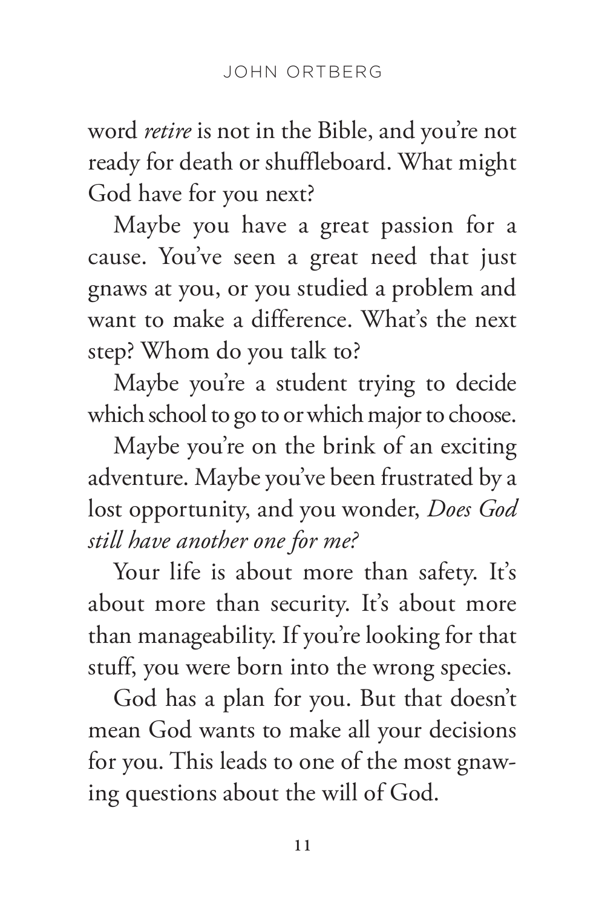word *retire* is not in the Bible, and you're not ready for death or shuffleboard. What might God have for you next?

Maybe you have a great passion for a cause. You've seen a great need that just gnaws at you, or you studied a problem and want to make a difference. What's the next step? Whom do you talk to?

Maybe you're a student trying to decide which school to go to or which major to choose.

Maybe you're on the brink of an exciting adventure. Maybe you've been frustrated by a lost opportunity, and you wonder, *Does God still have another one for me?*

Your life is about more than safety. It's about more than security. It's about more than manageability. If you're looking for that stuff, you were born into the wrong species.

God has a plan for you. But that doesn't mean God wants to make all your decisions for you. This leads to one of the most gnawing questions about the will of God.